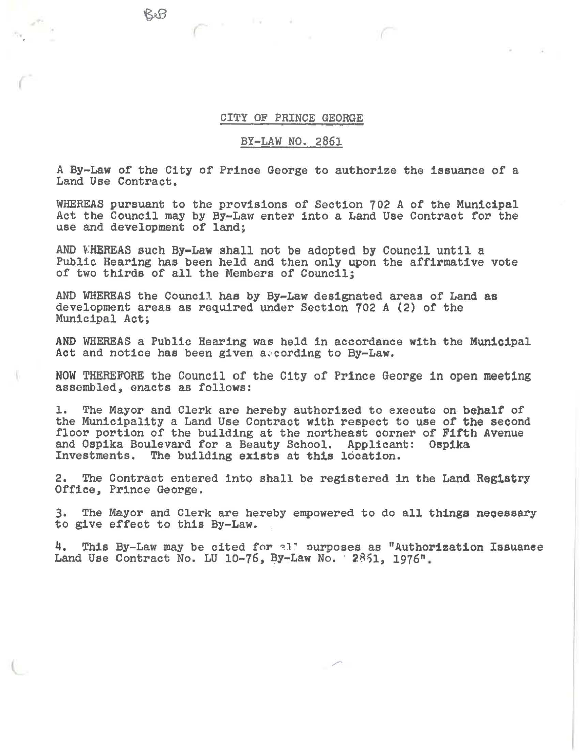B&B

# CITY OF PRINCE GEORGE

## BY-LAW NO. 2861

A By-Law of the City of Prince George to authorize the issuance of a Land Use Contract.

WHEREAS pursuant to the provisions of Section 702 A of the Municipal Act the Council may by By-Law enter into a Land Use Contract for the use and development of land;

AND WHEREAS such By-Law shall not be adopted by Council until a Public Hearing has been held and then only upon the affirmative vote of two thirds of all the Members of Council;

AND WHEREAS the Council has by By-Law designated areas of Land as development areas as required under Section 702 A (2) of the Municipal Act;

AND WHEREAS a Public Hearing was held in accordance with the Municipal Act and notice has been given according to By-Law.

NOW THEREFORE the Council of the City of Prince George in open meeting assembled, enacts as follows:

1. The Mayor and Clerk are hereby authorized to execute on behalf of the Municipality a Land Use Contract with respect to use of the second floor portion of the building at the northeast corner of Fifth Avenue and Ospika Boulevard for a Beauty School. Applicant: Ospika Investments. The building exists at this location.

2. The Contract entered into shall be registered in the Land Registry Office, Prince George.

3. The Mayor and Clerk are hereby empowered to do all things necessary to give effect to this By-Law.

4. This By-Law may be cited for all purposes as "Authorization Issuance Land Use Contract No. LU 10-76, By-Law No. 2851, 1976".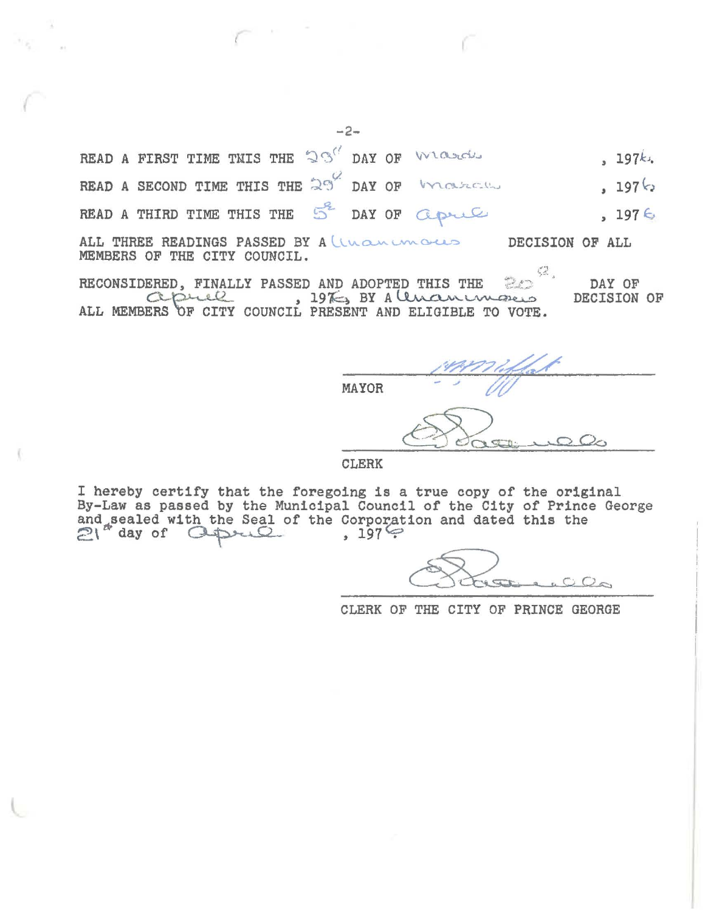READ A FIRST TIME THIS THE 29th DAY OF March, 1976.

READ A SECOND TIME THIS THE 29th DAY OF March, 1976

READ A THIRD TIME THIS THE 5th DAY OF April, 1976

ALL THREE READINGS PASSED BY A Unanimous DECISION OF ALL MEMBERS OF THE CITY COUNCIL.

RECONSIDERED, FINALLY PASSED AND ADOPTED THIS THE 20th DAY OF April, 1976, BY A Unanimous DECISION OF ALL MEMBERS OF CITY COUNCIL PRESENT AND ELIGIBLE TO VOTE.

MAYOR

CLERK

I hereby certify that the foregoing is a true copy of the original By-Law as passed by the Municipal Council of the City of Prince George and sealed with the Seal of the Corporation and dated this the 21st day of April, 1976.

CLERK OF THE CITY OF PRINCE GEORGE